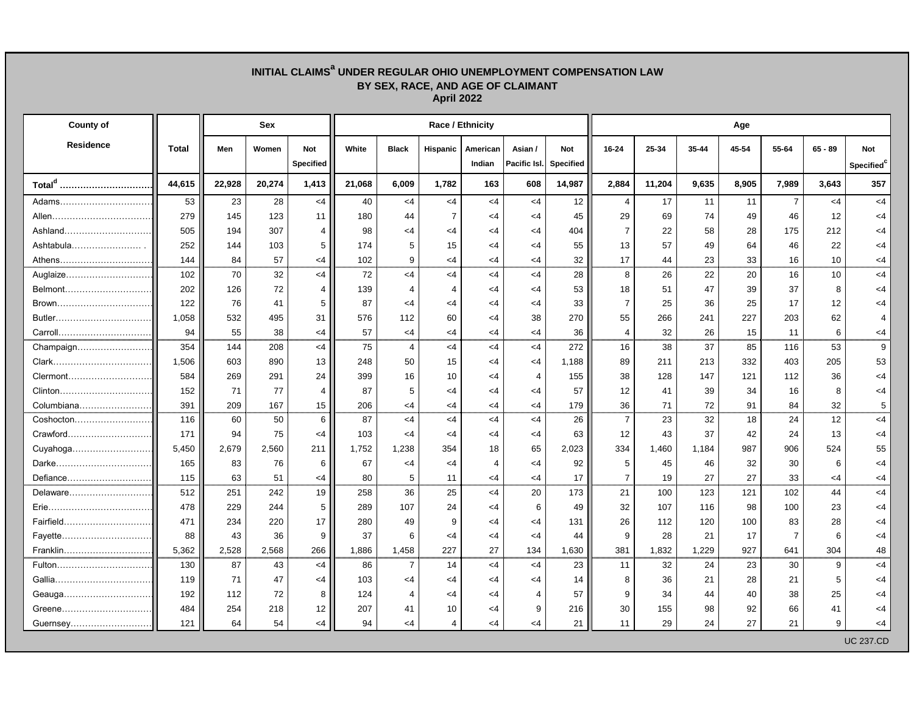## INITIAL CLAIMS[a] UNDER REGULAR OHIO UNEMPLOYMENT COMPENSATION LAW
## BY SEX, RACE, AND AGE OF CLAIMANT
## April 2022

| County of Residence | Total | Sex | | | Race / Ethnicity | | | | | | Age | | | | | | |
|---|---|---|---|---|---|---|---|---|---|---|---|---|---|---|---|---|---|
| | | Men | Women | Not Specified | White | Black | Hispanic | American Indian | Asian / Pacific Isl. | Not Specified | 16-24 | 25-34 | 35-44 | 45-54 | 55-64 | 65 - 89 | Not Specified[c] |
| **Total[d]** | **44,615** | **22,928** | **20,274** | **1,413** | **21,068** | **6,009** | **1,782** | **163** | **608** | **14,987** | **2,884** | **11,204** | **9,635** | **8,905** | **7,989** | **3,643** | **357** |
| Adams | 53 | 23 | 28 | <4 | 40 | <4 | <4 | <4 | <4 | 12 | 4 | 17 | 11 | 11 | 7 | <4 | <4 |
| Allen | 279 | 145 | 123 | 11 | 180 | 44 | 7 | <4 | <4 | 45 | 29 | 69 | 74 | 49 | 46 | 12 | <4 |
| Ashland | 505 | 194 | 307 | 4 | 98 | <4 | <4 | <4 | <4 | 404 | 7 | 22 | 58 | 28 | 175 | 212 | <4 |
| Ashtabula | 252 | 144 | 103 | 5 | 174 | 5 | 15 | <4 | <4 | 55 | 13 | 57 | 49 | 64 | 46 | 22 | <4 |
| Athens | 144 | 84 | 57 | <4 | 102 | 9 | <4 | <4 | <4 | 32 | 17 | 44 | 23 | 33 | 16 | 10 | <4 |
| Auglaize | 102 | 70 | 32 | <4 | 72 | <4 | <4 | <4 | <4 | 28 | 8 | 26 | 22 | 20 | 16 | 10 | <4 |
| Belmont | 202 | 126 | 72 | 4 | 139 | 4 | 4 | <4 | <4 | 53 | 18 | 51 | 47 | 39 | 37 | 8 | <4 |
| Brown | 122 | 76 | 41 | 5 | 87 | <4 | <4 | <4 | <4 | 33 | 7 | 25 | 36 | 25 | 17 | 12 | <4 |
| Butler | 1,058 | 532 | 495 | 31 | 576 | 112 | 60 | <4 | 38 | 270 | 55 | 266 | 241 | 227 | 203 | 62 | 4 |
| Carroll | 94 | 55 | 38 | <4 | 57 | <4 | <4 | <4 | <4 | 36 | 4 | 32 | 26 | 15 | 11 | 6 | <4 |
| Champaign | 354 | 144 | 208 | <4 | 75 | 4 | <4 | <4 | <4 | 272 | 16 | 38 | 37 | 85 | 116 | 53 | 9 |
| Clark | 1,506 | 603 | 890 | 13 | 248 | 50 | 15 | <4 | <4 | 1,188 | 89 | 211 | 213 | 332 | 403 | 205 | 53 |
| Clermont | 584 | 269 | 291 | 24 | 399 | 16 | 10 | <4 | 4 | 155 | 38 | 128 | 147 | 121 | 112 | 36 | <4 |
| Clinton | 152 | 71 | 77 | 4 | 87 | 5 | <4 | <4 | <4 | 57 | 12 | 41 | 39 | 34 | 16 | 8 | <4 |
| Columbiana | 391 | 209 | 167 | 15 | 206 | <4 | <4 | <4 | <4 | 179 | 36 | 71 | 72 | 91 | 84 | 32 | 5 |
| Coshocton | 116 | 60 | 50 | 6 | 87 | <4 | <4 | <4 | <4 | 26 | 7 | 23 | 32 | 18 | 24 | 12 | <4 |
| Crawford | 171 | 94 | 75 | <4 | 103 | <4 | <4 | <4 | <4 | 63 | 12 | 43 | 37 | 42 | 24 | 13 | <4 |
| Cuyahoga | 5,450 | 2,679 | 2,560 | 211 | 1,752 | 1,238 | 354 | 18 | 65 | 2,023 | 334 | 1,460 | 1,184 | 987 | 906 | 524 | 55 |
| Darke | 165 | 83 | 76 | 6 | 67 | <4 | <4 | 4 | <4 | 92 | 5 | 45 | 46 | 32 | 30 | 6 | <4 |
| Defiance | 115 | 63 | 51 | <4 | 80 | 5 | 11 | <4 | <4 | 17 | 7 | 19 | 27 | 27 | 33 | <4 | <4 |
| Delaware | 512 | 251 | 242 | 19 | 258 | 36 | 25 | <4 | 20 | 173 | 21 | 100 | 123 | 121 | 102 | 44 | <4 |
| Erie | 478 | 229 | 244 | 5 | 289 | 107 | 24 | <4 | 6 | 49 | 32 | 107 | 116 | 98 | 100 | 23 | <4 |
| Fairfield | 471 | 234 | 220 | 17 | 280 | 49 | 9 | <4 | <4 | 131 | 26 | 112 | 120 | 100 | 83 | 28 | <4 |
| Fayette | 88 | 43 | 36 | 9 | 37 | 6 | <4 | <4 | <4 | 44 | 9 | 28 | 21 | 17 | 7 | 6 | <4 |
| Franklin | 5,362 | 2,528 | 2,568 | 266 | 1,886 | 1,458 | 227 | 27 | 134 | 1,630 | 381 | 1,832 | 1,229 | 927 | 641 | 304 | 48 |
| Fulton | 130 | 87 | 43 | <4 | 86 | 7 | 14 | <4 | <4 | 23 | 11 | 32 | 24 | 23 | 30 | 9 | <4 |
| Gallia | 119 | 71 | 47 | <4 | 103 | <4 | <4 | <4 | <4 | 14 | 8 | 36 | 21 | 28 | 21 | 5 | <4 |
| Geauga | 192 | 112 | 72 | 8 | 124 | 4 | <4 | <4 | 4 | 57 | 9 | 34 | 44 | 40 | 38 | 25 | <4 |
| Greene | 484 | 254 | 218 | 12 | 207 | 41 | 10 | <4 | 9 | 216 | 30 | 155 | 98 | 92 | 66 | 41 | <4 |
| Guernsey | 121 | 64 | 54 | <4 | 94 | <4 | 4 | <4 | <4 | 21 | 11 | 29 | 24 | 27 | 21 | 9 | <4 |

UC 237.CD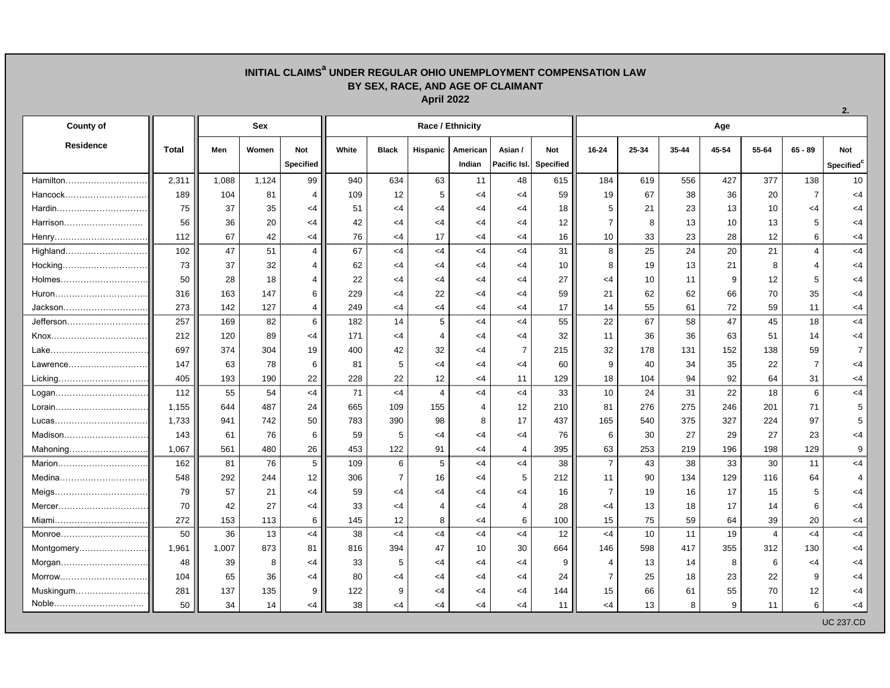# INITIAL CLAIMS[a] UNDER REGULAR OHIO UNEMPLOYMENT COMPENSATION LAW
## BY SEX, RACE, AND AGE OF CLAIMANT
### April 2022

2.

| County of Residence | Total | Sex | | | Race / Ethnicity | | | | | | Age | | | | | | |
|---|---|---|---|---|---|---|---|---|---|---|---|---|---|---|---|---|---|
| | | Men | Women | Not Specified | White | Black | Hispanic | American Indian | Asian / Pacific Isl. | Not Specified | 16-24 | 25-34 | 35-44 | 45-54 | 55-64 | 65 - 89 | Not Specified[c] |
| Hamilton | 2,311 | 1,088 | 1,124 | 99 | 940 | 634 | 63 | 11 | 48 | 615 | 184 | 619 | 556 | 427 | 377 | 138 | 10 |
| Hancock | 189 | 104 | 81 | 4 | 109 | 12 | 5 | <4 | <4 | 59 | 19 | 67 | 38 | 36 | 20 | 7 | <4 |
| Hardin | 75 | 37 | 35 | <4 | 51 | <4 | <4 | <4 | <4 | 18 | 5 | 21 | 23 | 13 | 10 | <4 | <4 |
| Harrison | 56 | 36 | 20 | <4 | 42 | <4 | <4 | <4 | <4 | 12 | 7 | 8 | 13 | 10 | 13 | 5 | <4 |
| Henry | 112 | 67 | 42 | <4 | 76 | <4 | 17 | <4 | <4 | 16 | 10 | 33 | 23 | 28 | 12 | 6 | <4 |
| Highland | 102 | 47 | 51 | 4 | 67 | <4 | <4 | <4 | <4 | 31 | 8 | 25 | 24 | 20 | 21 | 4 | <4 |
| Hocking | 73 | 37 | 32 | 4 | 62 | <4 | <4 | <4 | <4 | 10 | 8 | 19 | 13 | 21 | 8 | 4 | <4 |
| Holmes | 50 | 28 | 18 | 4 | 22 | <4 | <4 | <4 | <4 | 27 | <4 | 10 | 11 | 9 | 12 | 5 | <4 |
| Huron | 316 | 163 | 147 | 6 | 229 | <4 | 22 | <4 | <4 | 59 | 21 | 62 | 62 | 66 | 70 | 35 | <4 |
| Jackson | 273 | 142 | 127 | 4 | 249 | <4 | <4 | <4 | <4 | 17 | 14 | 55 | 61 | 72 | 59 | 11 | <4 |
| Jefferson | 257 | 169 | 82 | 6 | 182 | 14 | 5 | <4 | <4 | 55 | 22 | 67 | 58 | 47 | 45 | 18 | <4 |
| Knox | 212 | 120 | 89 | <4 | 171 | <4 | 4 | <4 | <4 | 32 | 11 | 36 | 36 | 63 | 51 | 14 | <4 |
| Lake | 697 | 374 | 304 | 19 | 400 | 42 | 32 | <4 | 7 | 215 | 32 | 178 | 131 | 152 | 138 | 59 | 7 |
| Lawrence | 147 | 63 | 78 | 6 | 81 | 5 | <4 | <4 | <4 | 60 | 9 | 40 | 34 | 35 | 22 | 7 | <4 |
| Licking | 405 | 193 | 190 | 22 | 228 | 22 | 12 | <4 | 11 | 129 | 18 | 104 | 94 | 92 | 64 | 31 | <4 |
| Logan | 112 | 55 | 54 | <4 | 71 | <4 | 4 | <4 | <4 | 33 | 10 | 24 | 31 | 22 | 18 | 6 | <4 |
| Lorain | 1,155 | 644 | 487 | 24 | 665 | 109 | 155 | 4 | 12 | 210 | 81 | 276 | 275 | 246 | 201 | 71 | 5 |
| Lucas | 1,733 | 941 | 742 | 50 | 783 | 390 | 98 | 8 | 17 | 437 | 165 | 540 | 375 | 327 | 224 | 97 | 5 |
| Madison | 143 | 61 | 76 | 6 | 59 | 5 | <4 | <4 | <4 | 76 | 6 | 30 | 27 | 29 | 27 | 23 | <4 |
| Mahoning | 1,067 | 561 | 480 | 26 | 453 | 122 | 91 | <4 | 4 | 395 | 63 | 253 | 219 | 196 | 198 | 129 | 9 |
| Marion | 162 | 81 | 76 | 5 | 109 | 6 | 5 | <4 | <4 | 38 | 7 | 43 | 38 | 33 | 30 | 11 | <4 |
| Medina | 548 | 292 | 244 | 12 | 306 | 7 | 16 | <4 | 5 | 212 | 11 | 90 | 134 | 129 | 116 | 64 | 4 |
| Meigs | 79 | 57 | 21 | <4 | 59 | <4 | <4 | <4 | <4 | 16 | 7 | 19 | 16 | 17 | 15 | 5 | <4 |
| Mercer | 70 | 42 | 27 | <4 | 33 | <4 | 4 | <4 | 4 | 28 | <4 | 13 | 18 | 17 | 14 | 6 | <4 |
| Miami | 272 | 153 | 113 | 6 | 145 | 12 | 8 | <4 | 6 | 100 | 15 | 75 | 59 | 64 | 39 | 20 | <4 |
| Monroe | 50 | 36 | 13 | <4 | 38 | <4 | <4 | <4 | <4 | 12 | <4 | 10 | 11 | 19 | 4 | <4 | <4 |
| Montgomery | 1,961 | 1,007 | 873 | 81 | 816 | 394 | 47 | 10 | 30 | 664 | 146 | 598 | 417 | 355 | 312 | 130 | <4 |
| Morgan | 48 | 39 | 8 | <4 | 33 | 5 | <4 | <4 | <4 | 9 | 4 | 13 | 14 | 8 | 6 | <4 | <4 |
| Morrow | 104 | 65 | 36 | <4 | 80 | <4 | <4 | <4 | <4 | 24 | 7 | 25 | 18 | 23 | 22 | 9 | <4 |
| Muskingum | 281 | 137 | 135 | 9 | 122 | 9 | <4 | <4 | <4 | 144 | 15 | 66 | 61 | 55 | 70 | 12 | <4 |
| Noble | 50 | 34 | 14 | <4 | 38 | <4 | <4 | <4 | <4 | 11 | <4 | 13 | 8 | 9 | 11 | 6 | <4 |

UC 237.CD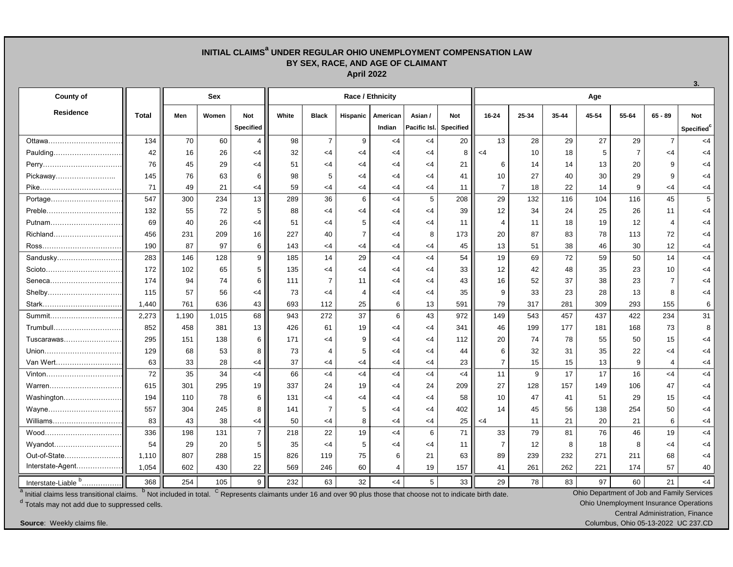# INITIAL CLAIMS[a] UNDER REGULAR OHIO UNEMPLOYMENT COMPENSATION LAW
## BY SEX, RACE, AND AGE OF CLAIMANT
### April 2022

3.

| County of Residence | Total | Sex | | | Race / Ethnicity | | | | | | Age | | | | | | |
|---|---|---|---|---|---|---|---|---|---|---|---|---|---|---|---|---|---|
| | | Men | Women | Not Specified | White | Black | Hispanic | American Indian | Asian / Pacific Isl. | Not Specified | 16-24 | 25-34 | 35-44 | 45-54 | 55-64 | 65 - 89 | Not Specified[c] |
| Ottawa | 134 | 70 | 60 | 4 | 98 | 7 | 9 | <4 | <4 | 20 | 13 | 28 | 29 | 27 | 29 | 7 | <4 |
| Paulding | 42 | 16 | 26 | <4 | 32 | <4 | <4 | <4 | <4 | 8 | <4 | 10 | 18 | 5 | 7 | <4 | <4 |
| Perry | 76 | 45 | 29 | <4 | 51 | <4 | <4 | <4 | <4 | 21 | 6 | 14 | 14 | 13 | 20 | 9 | <4 |
| Pickaway | 145 | 76 | 63 | 6 | 98 | 5 | <4 | <4 | <4 | 41 | 10 | 27 | 40 | 30 | 29 | 9 | <4 |
| Pike | 71 | 49 | 21 | <4 | 59 | <4 | <4 | <4 | <4 | 11 | 7 | 18 | 22 | 14 | 9 | <4 | <4 |
| Portage | 547 | 300 | 234 | 13 | 289 | 36 | 6 | <4 | 5 | 208 | 29 | 132 | 116 | 104 | 116 | 45 | 5 |
| Preble | 132 | 55 | 72 | 5 | 88 | <4 | <4 | <4 | <4 | 39 | 12 | 34 | 24 | 25 | 26 | 11 | <4 |
| Putnam | 69 | 40 | 26 | <4 | 51 | <4 | 5 | <4 | <4 | 11 | 4 | 11 | 18 | 19 | 12 | 4 | <4 |
| Richland | 456 | 231 | 209 | 16 | 227 | 40 | 7 | <4 | 8 | 173 | 20 | 87 | 83 | 78 | 113 | 72 | <4 |
| Ross | 190 | 87 | 97 | 6 | 143 | <4 | <4 | <4 | <4 | 45 | 13 | 51 | 38 | 46 | 30 | 12 | <4 |
| Sandusky | 283 | 146 | 128 | 9 | 185 | 14 | 29 | <4 | <4 | 54 | 19 | 69 | 72 | 59 | 50 | 14 | <4 |
| Scioto | 172 | 102 | 65 | 5 | 135 | <4 | <4 | <4 | <4 | 33 | 12 | 42 | 48 | 35 | 23 | 10 | <4 |
| Seneca | 174 | 94 | 74 | 6 | 111 | 7 | 11 | <4 | <4 | 43 | 16 | 52 | 37 | 38 | 23 | 7 | <4 |
| Shelby | 115 | 57 | 56 | <4 | 73 | <4 | 4 | <4 | <4 | 35 | 9 | 33 | 23 | 28 | 13 | 8 | <4 |
| Stark | 1,440 | 761 | 636 | 43 | 693 | 112 | 25 | 6 | 13 | 591 | 79 | 317 | 281 | 309 | 293 | 155 | 6 |
| Summit | 2,273 | 1,190 | 1,015 | 68 | 943 | 272 | 37 | 6 | 43 | 972 | 149 | 543 | 457 | 437 | 422 | 234 | 31 |
| Trumbull | 852 | 458 | 381 | 13 | 426 | 61 | 19 | <4 | <4 | 341 | 46 | 199 | 177 | 181 | 168 | 73 | 8 |
| Tuscarawas | 295 | 151 | 138 | 6 | 171 | <4 | 9 | <4 | <4 | 112 | 20 | 74 | 78 | 55 | 50 | 15 | <4 |
| Union | 129 | 68 | 53 | 8 | 73 | 4 | 5 | <4 | <4 | 44 | 6 | 32 | 31 | 35 | 22 | <4 | <4 |
| Van Wert | 63 | 33 | 28 | <4 | 37 | <4 | <4 | <4 | <4 | 23 | 7 | 15 | 15 | 13 | 9 | 4 | <4 |
| Vinton | 72 | 35 | 34 | <4 | 66 | <4 | <4 | <4 | <4 | <4 | 11 | 9 | 17 | 17 | 16 | <4 | <4 |
| Warren | 615 | 301 | 295 | 19 | 337 | 24 | 19 | <4 | 24 | 209 | 27 | 128 | 157 | 149 | 106 | 47 | <4 |
| Washington | 194 | 110 | 78 | 6 | 131 | <4 | <4 | <4 | <4 | 58 | 10 | 47 | 41 | 51 | 29 | 15 | <4 |
| Wayne | 557 | 304 | 245 | 8 | 141 | 7 | 5 | <4 | <4 | 402 | 14 | 45 | 56 | 138 | 254 | 50 | <4 |
| Williams | 83 | 43 | 38 | <4 | 50 | <4 | 8 | <4 | <4 | 25 | <4 | 11 | 21 | 20 | 21 | 6 | <4 |
| Wood | 336 | 198 | 131 | 7 | 218 | 22 | 19 | <4 | 6 | 71 | 33 | 79 | 81 | 76 | 46 | 19 | <4 |
| Wyandot | 54 | 29 | 20 | 5 | 35 | <4 | 5 | <4 | <4 | 11 | 7 | 12 | 8 | 18 | 8 | <4 | <4 |
| Out-of-State | 1,110 | 807 | 288 | 15 | 826 | 119 | 75 | 6 | 21 | 63 | 89 | 239 | 232 | 271 | 211 | 68 | <4 |
| Interstate-Agent | 1,054 | 602 | 430 | 22 | 569 | 246 | 60 | 4 | 19 | 157 | 41 | 261 | 262 | 221 | 174 | 57 | 40 |
| Interstate-Liable[b] | 368 | 254 | 105 | 9 | 232 | 63 | 32 | <4 | 5 | 33 | 29 | 78 | 83 | 97 | 60 | 21 | <4 |

[a] Initial claims less transitional claims. [b] Not included in total. [c] Represents claimants under 16 and over 90 plus those that choose not to indicate birth date.

[d] Totals may not add due to suppressed cells.

**Source**: Weekly claims file.

Ohio Department of Job and Family Services
Ohio Unemployment Insurance Operations
Central Administration, Finance
Columbus, Ohio 05-13-2022 UC 237.CD